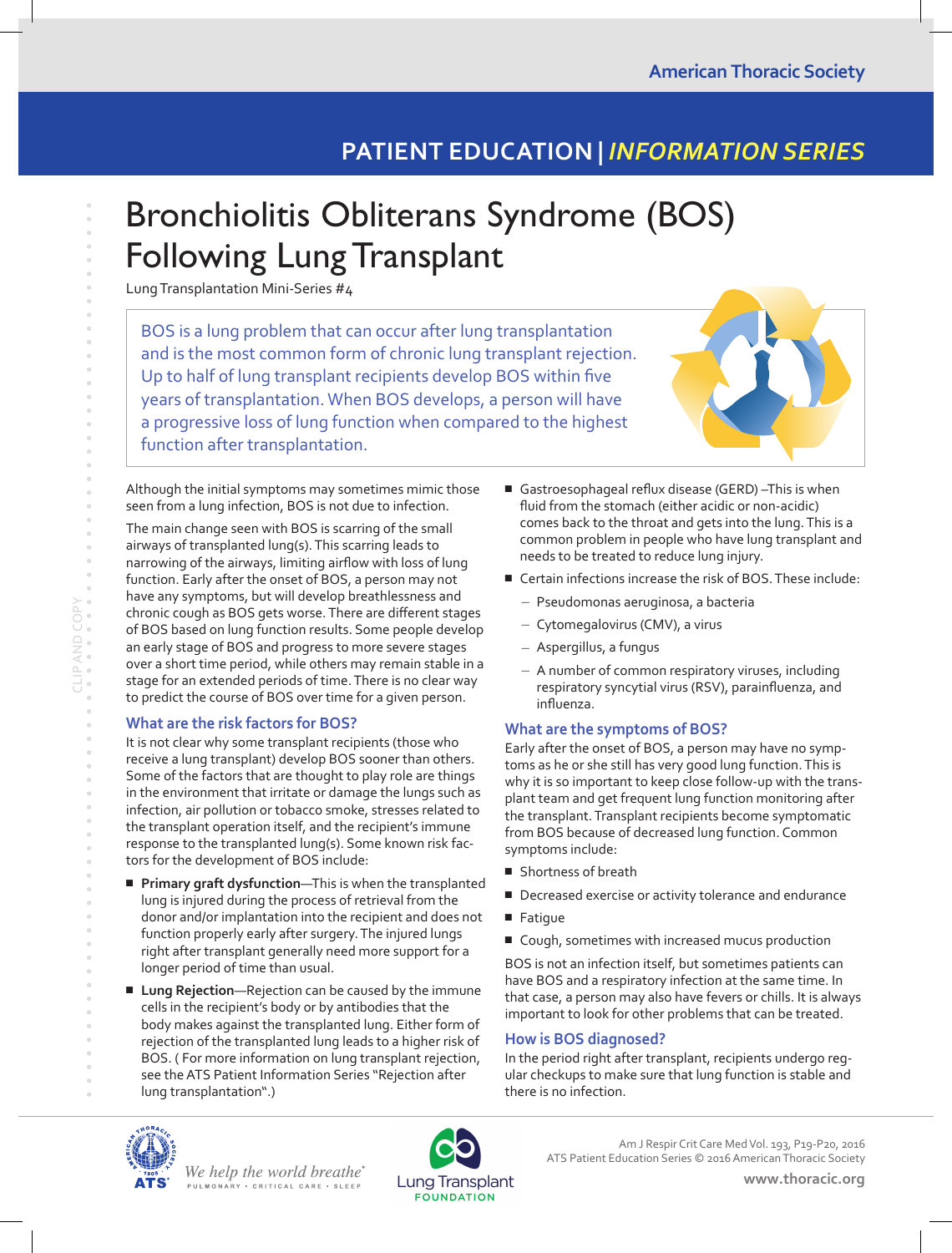American Thoracic Society

PATIENT EDUCATION | *INFORMATION SERIES*

# Bronchiolitis Obliterans Syndrome (BOS) Following Lung Transplant

Lung Transplantation Mini-Series #4

BOS is a lung problem that can occur after lung transplantation and is the most common form of chronic lung transplant rejection. Up to half of lung transplant recipients develop BOS within five years of transplantation. When BOS develops, a person will have a progressive loss of lung function when compared to the highest function after transplantation.

Although the initial symptoms may sometimes mimic those seen from a lung infection, BOS is not due to infection.

The main change seen with BOS is scarring of the small airways of transplanted lung(s). This scarring leads to narrowing of the airways, limiting airflow with loss of lung function. Early after the onset of BOS, a person may not have any symptoms, but will develop breathlessness and chronic cough as BOS gets worse. There are different stages of BOS based on lung function results. Some people develop an early stage of BOS and progress to more severe stages over a short time period, while others may remain stable in a stage for an extended periods of time. There is no clear way to predict the course of BOS over time for a given person.

## What are the risk factors for BOS?

It is not clear why some transplant recipients (those who receive a lung transplant) develop BOS sooner than others. Some of the factors that are thought to play role are things in the environment that irritate or damage the lungs such as infection, air pollution or tobacco smoke, stresses related to the transplant operation itself, and the recipient's immune response to the transplanted lung(s). Some known risk factors for the development of BOS include:

- **Primary graft dysfunction**—This is when the transplanted lung is injured during the process of retrieval from the donor and/or implantation into the recipient and does not function properly early after surgery. The injured lungs right after transplant generally need more support for a longer period of time than usual.
- **Lung Rejection**—Rejection can be caused by the immune cells in the recipient's body or by antibodies that the body makes against the transplanted lung. Either form of rejection of the transplanted lung leads to a higher risk of BOS. ( For more information on lung transplant rejection, see the ATS Patient Information Series "Rejection after lung transplantation".)
- Gastroesophageal reflux disease (GERD) –This is when fluid from the stomach (either acidic or non-acidic) comes back to the throat and gets into the lung. This is a common problem in people who have lung transplant and needs to be treated to reduce lung injury.
- Certain infections increase the risk of BOS. These include:
  - Pseudomonas aeruginosa, a bacteria
  - Cytomegalovirus (CMV), a virus
  - Aspergillus, a fungus
  - A number of common respiratory viruses, including respiratory syncytial virus (RSV), parainfluenza, and influenza.

## What are the symptoms of BOS?

Early after the onset of BOS, a person may have no symptoms as he or she still has very good lung function. This is why it is so important to keep close follow-up with the transplant team and get frequent lung function monitoring after the transplant. Transplant recipients become symptomatic from BOS because of decreased lung function. Common symptoms include:

- Shortness of breath
- Decreased exercise or activity tolerance and endurance
- Fatigue
- Cough, sometimes with increased mucus production

BOS is not an infection itself, but sometimes patients can have BOS and a respiratory infection at the same time. In that case, a person may also have fevers or chills. It is always important to look for other problems that can be treated.

## How is BOS diagnosed?

In the period right after transplant, recipients undergo regular checkups to make sure that lung function is stable and there is no infection.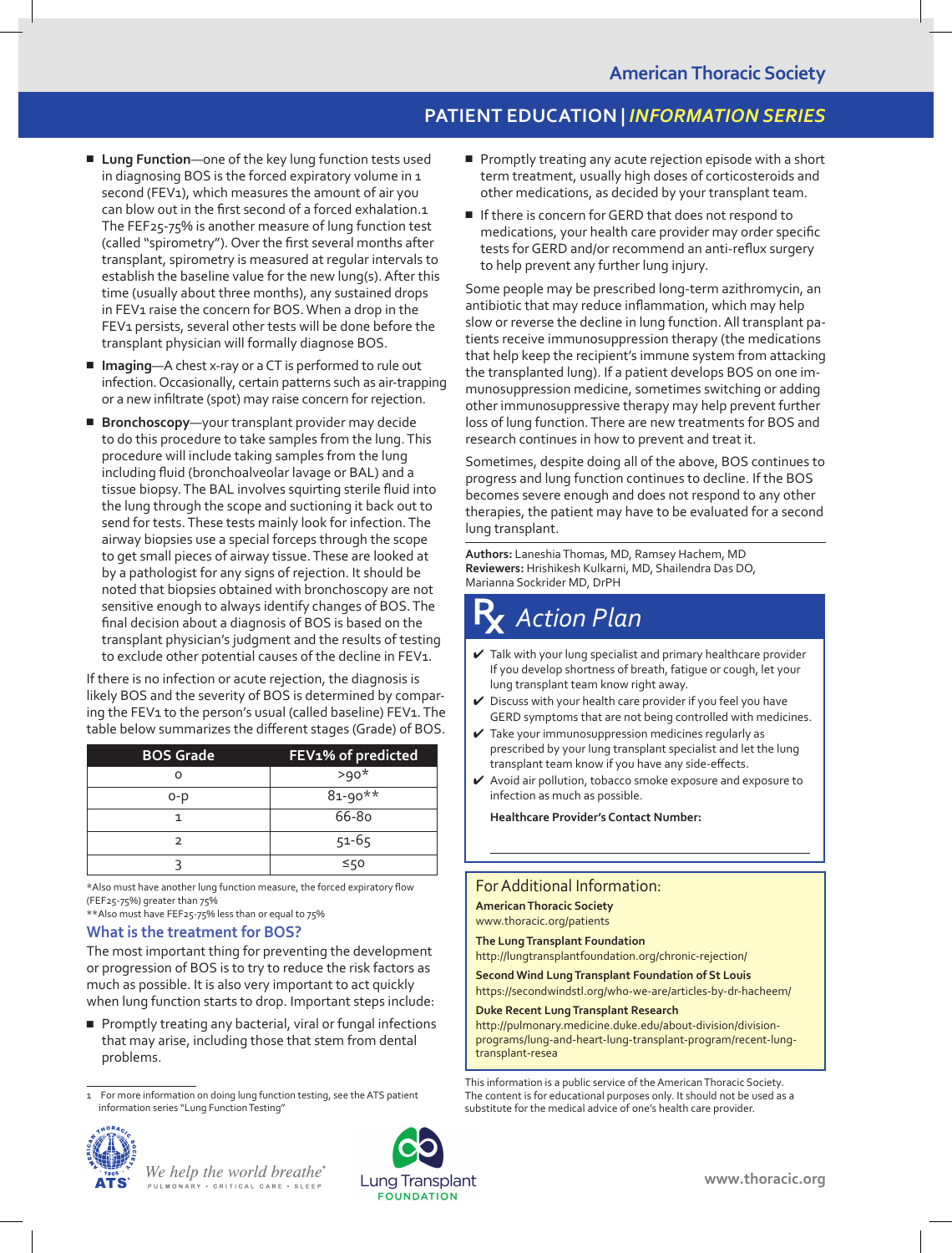- **Lung Function**—one of the key lung function tests used in diagnosing BOS is the forced expiratory volume in 1 second (FEV1), which measures the amount of air you can blow out in the first second of a forced exhalation.[1] The FEF25-75% is another measure of lung function test (called "spirometry"). Over the first several months after transplant, spirometry is measured at regular intervals to establish the baseline value for the new lung(s). After this time (usually about three months), any sustained drops in FEV1 raise the concern for BOS. When a drop in the FEV1 persists, several other tests will be done before the transplant physician will formally diagnose BOS.
- **Imaging**—A chest x-ray or a CT is performed to rule out infection. Occasionally, certain patterns such as air-trapping or a new infiltrate (spot) may raise concern for rejection.
- **Bronchoscopy**—your transplant provider may decide to do this procedure to take samples from the lung. This procedure will include taking samples from the lung including fluid (bronchoalveolar lavage or BAL) and a tissue biopsy. The BAL involves squirting sterile fluid into the lung through the scope and suctioning it back out to send for tests. These tests mainly look for infection. The airway biopsies use a special forceps through the scope to get small pieces of airway tissue. These are looked at by a pathologist for any signs of rejection. It should be noted that biopsies obtained with bronchoscopy are not sensitive enough to always identify changes of BOS. The final decision about a diagnosis of BOS is based on the transplant physician's judgment and the results of testing to exclude other potential causes of the decline in FEV1.

If there is no infection or acute rejection, the diagnosis is likely BOS and the severity of BOS is determined by comparing the FEV1 to the person's usual (called baseline) FEV1. The table below summarizes the different stages (Grade) of BOS.

| BOS Grade | FEV1% of predicted |
|---|---|
| 0 | >90* |
| 0-p | 81-90** |
| 1 | 66-80 |
| 2 | 51-65 |
| 3 | ≤50 |

*Also must have another lung function measure, the forced expiratory flow (FEF25-75%) greater than 75%
**Also must have FEF25-75% less than or equal to 75%

### What is the treatment for BOS?

The most important thing for preventing the development or progression of BOS is to try to reduce the risk factors as much as possible. It is also very important to act quickly when lung function starts to drop. Important steps include:

- Promptly treating any bacterial, viral or fungal infections that may arise, including those that stem from dental problems.
- Promptly treating any acute rejection episode with a short term treatment, usually high doses of corticosteroids and other medications, as decided by your transplant team.
- If there is concern for GERD that does not respond to medications, your health care provider may order specific tests for GERD and/or recommend an anti-reflux surgery to help prevent any further lung injury.

Some people may be prescribed long-term azithromycin, an antibiotic that may reduce inflammation, which may help slow or reverse the decline in lung function. All transplant patients receive immunosuppression therapy (the medications that help keep the recipient's immune system from attacking the transplanted lung). If a patient develops BOS on one immunosuppression medicine, sometimes switching or adding other immunosuppressive therapy may help prevent further loss of lung function. There are new treatments for BOS and research continues in how to prevent and treat it.

Sometimes, despite doing all of the above, BOS continues to progress and lung function continues to decline. If the BOS becomes severe enough and does not respond to any other therapies, the patient may have to be evaluated for a second lung transplant.

**Authors:** Laneshia Thomas, MD, Ramsey Hachem, MD
**Reviewers:** Hrishikesh Kulkarni, MD, Shailendra Das DO, Marianna Sockrider MD, DrPH

## Rx Action Plan

- ✔ Talk with your lung specialist and primary healthcare provider If you develop shortness of breath, fatigue or cough, let your lung transplant team know right away.
- ✔ Discuss with your health care provider if you feel you have GERD symptoms that are not being controlled with medicines.
- ✔ Take your immunosuppression medicines regularly as prescribed by your lung transplant specialist and let the lung transplant team know if you have any side-effects.
- ✔ Avoid air pollution, tobacco smoke exposure and exposure to infection as much as possible.

**Healthcare Provider's Contact Number:**

## For Additional Information:

**American Thoracic Society**
www.thoracic.org/patients

**The Lung Transplant Foundation**
http://lungtransplantfoundation.org/chronic-rejection/

**Second Wind Lung Transplant Foundation of St Louis**
https://secondwindstl.org/who-we-are/articles-by-dr-hacheem/

**Duke Recent Lung Transplant Research**
http://pulmonary.medicine.duke.edu/about-division/division-programs/lung-and-heart-lung-transplant-program/recent-lung-transplant-resea

This information is a public service of the American Thoracic Society. The content is for educational purposes only. It should not be used as a substitute for the medical advice of one's health care provider.

[1] For more information on doing lung function testing, see the ATS patient information series "Lung Function Testing"